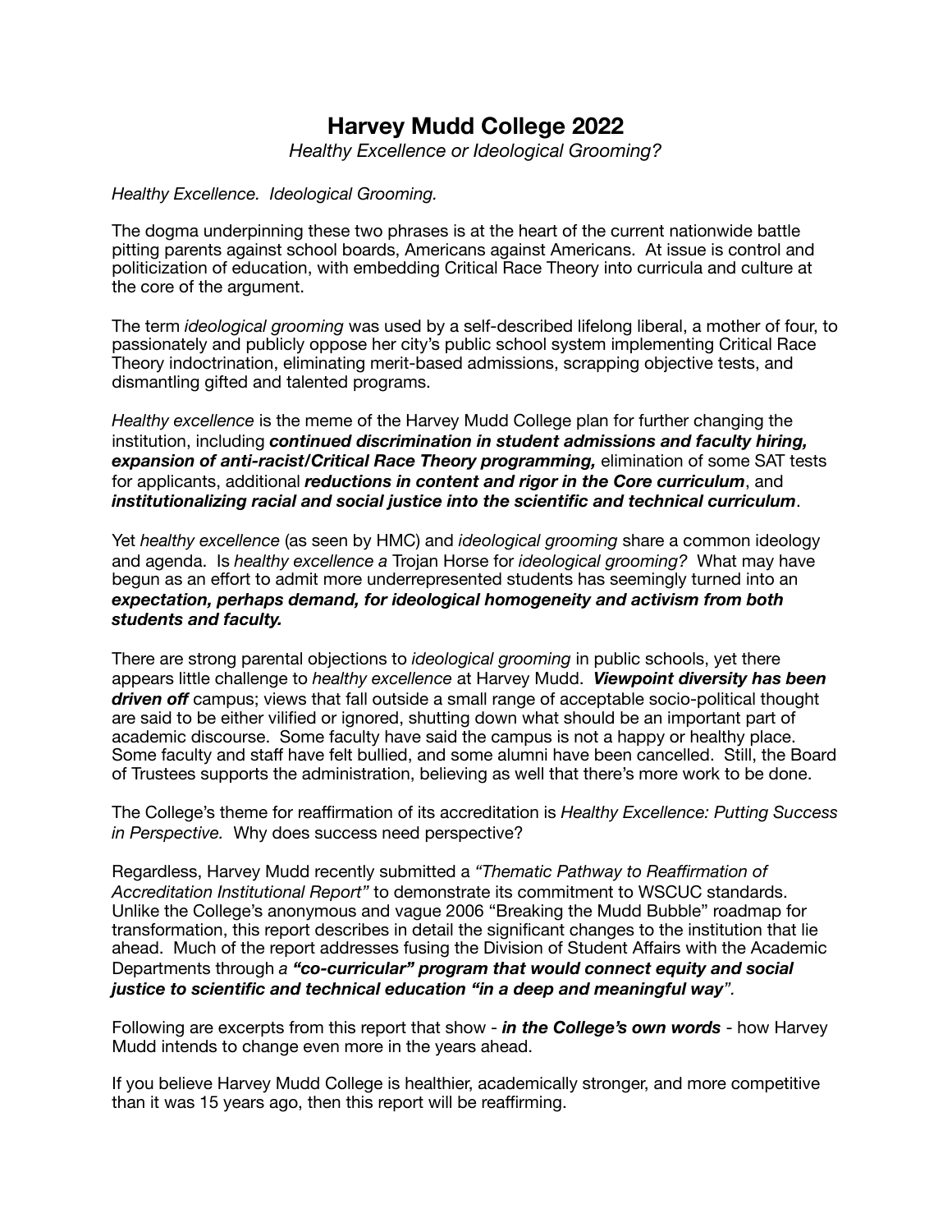# Harvey Mudd College 2022

*Healthy Excellence or Ideological Grooming?*

*Healthy Excellence. Ideological Grooming.*

The dogma underpinning these two phrases is at the heart of the current nationwide battle pitting parents against school boards, Americans against Americans. At issue is control and politicization of education, with embedding Critical Race Theory into curricula and culture at the core of the argument.

The term *ideological grooming* was used by a self-described lifelong liberal, a mother of four, to passionately and publicly oppose her city's public school system implementing Critical Race Theory indoctrination, eliminating merit-based admissions, scrapping objective tests, and dismantling gifted and talented programs.

*Healthy excellence* is the meme of the Harvey Mudd College plan for further changing the institution, including ***continued discrimination in student admissions and faculty hiring, expansion of anti-racist/Critical Race Theory programming,*** elimination of some SAT tests for applicants, additional ***reductions in content and rigor in the Core curriculum***, and ***institutionalizing racial and social justice into the scientific and technical curriculum***.

Yet *healthy excellence* (as seen by HMC) and *ideological grooming* share a common ideology and agenda. Is *healthy excellence a* Trojan Horse for *ideological grooming?* What may have begun as an effort to admit more underrepresented students has seemingly turned into an ***expectation, perhaps demand, for ideological homogeneity and activism from both students and faculty.***

There are strong parental objections to *ideological grooming* in public schools, yet there appears little challenge to *healthy excellence* at Harvey Mudd. ***Viewpoint diversity has been driven off*** campus; views that fall outside a small range of acceptable socio-political thought are said to be either vilified or ignored, shutting down what should be an important part of academic discourse. Some faculty have said the campus is not a happy or healthy place. Some faculty and staff have felt bullied, and some alumni have been cancelled. Still, the Board of Trustees supports the administration, believing as well that there's more work to be done.

The College's theme for reaffirmation of its accreditation is *Healthy Excellence: Putting Success in Perspective.* Why does success need perspective?

Regardless, Harvey Mudd recently submitted a *"Thematic Pathway to Reaffirmation of Accreditation Institutional Report"* to demonstrate its commitment to WSCUC standards. Unlike the College's anonymous and vague 2006 "Breaking the Mudd Bubble" roadmap for transformation, this report describes in detail the significant changes to the institution that lie ahead. Much of the report addresses fusing the Division of Student Affairs with the Academic Departments through *a **"co-curricular" program that would connect equity and social justice to scientific and technical education "in a deep and meaningful way"**.*

Following are excerpts from this report that show - ***in the College's own words*** - how Harvey Mudd intends to change even more in the years ahead.

If you believe Harvey Mudd College is healthier, academically stronger, and more competitive than it was 15 years ago, then this report will be reaffirming.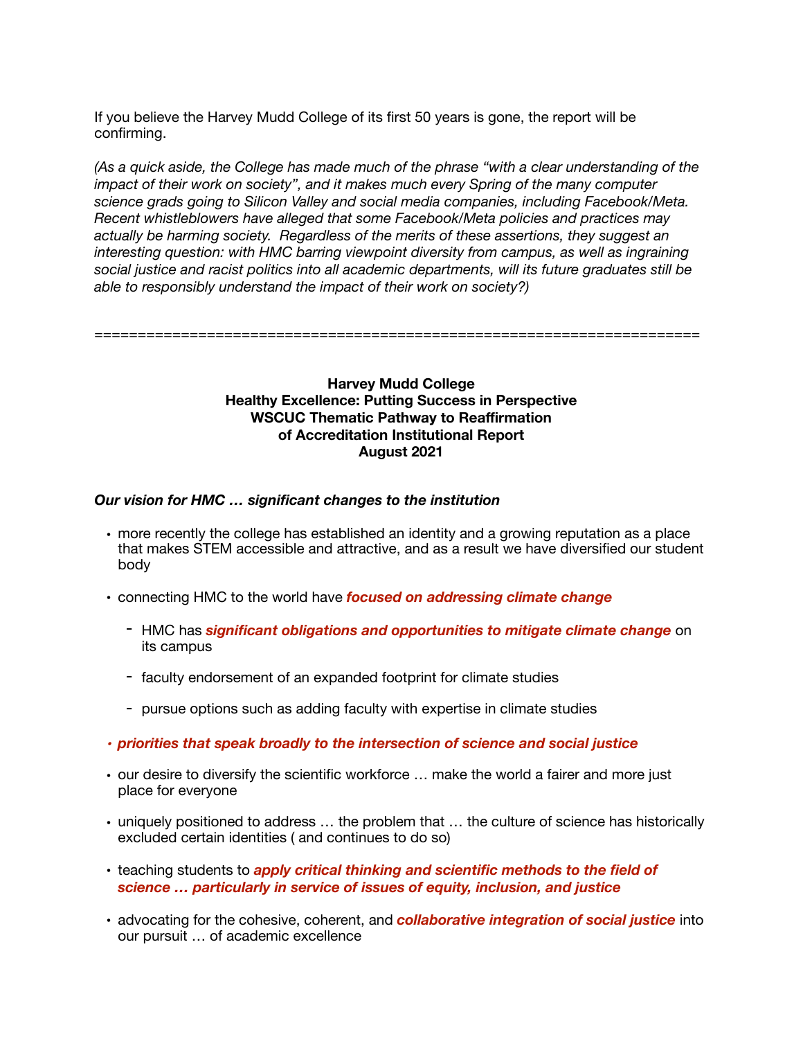If you believe the Harvey Mudd College of its first 50 years is gone, the report will be confirming.

*(As a quick aside, the College has made much of the phrase "with a clear understanding of the impact of their work on society", and it makes much every Spring of the many computer science grads going to Silicon Valley and social media companies, including Facebook/Meta. Recent whistleblowers have alleged that some Facebook/Meta policies and practices may actually be harming society. Regardless of the merits of these assertions, they suggest an interesting question: with HMC barring viewpoint diversity from campus, as well as ingraining social justice and racist politics into all academic departments, will its future graduates still be able to responsibly understand the impact of their work on society?)*

======================================================================

**Harvey Mudd College**
**Healthy Excellence: Putting Success in Perspective**
**WSCUC Thematic Pathway to Reaffirmation**
**of Accreditation Institutional Report**
**August 2021**

***Our vision for HMC … significant changes to the institution***

- more recently the college has established an identity and a growing reputation as a place that makes STEM accessible and attractive, and as a result we have diversified our student body
- connecting HMC to the world have ***focused on addressing climate change***
  - HMC has ***significant obligations and opportunities to mitigate climate change*** on its campus
  - faculty endorsement of an expanded footprint for climate studies
  - pursue options such as adding faculty with expertise in climate studies
- ***priorities that speak broadly to the intersection of science and social justice***
- our desire to diversify the scientific workforce … make the world a fairer and more just place for everyone
- uniquely positioned to address … the problem that … the culture of science has historically excluded certain identities ( and continues to do so)
- teaching students to ***apply critical thinking and scientific methods to the field of science … particularly in service of issues of equity, inclusion, and justice***
- advocating for the cohesive, coherent, and ***collaborative integration of social justice*** into our pursuit … of academic excellence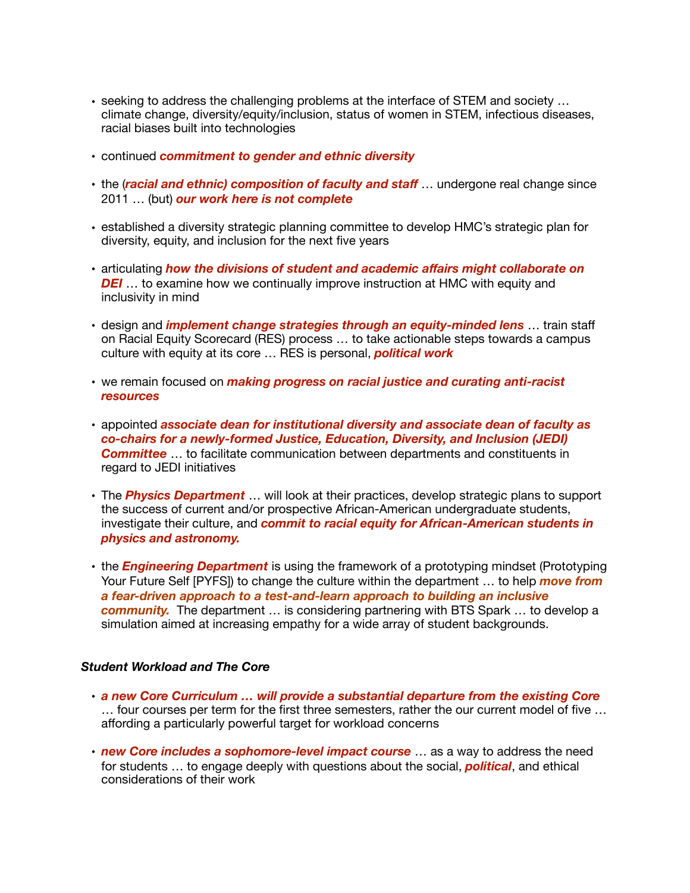- seeking to address the challenging problems at the interface of STEM and society … climate change, diversity/equity/inclusion, status of women in STEM, infectious diseases, racial biases built into technologies

- continued ***commitment to gender and ethnic diversity***

- the (***racial and ethnic) composition of faculty and staff*** … undergone real change since 2011 … (but) ***our work here is not complete***

- established a diversity strategic planning committee to develop HMC's strategic plan for diversity, equity, and inclusion for the next five years

- articulating ***how the divisions of student and academic affairs might collaborate on DEI*** … to examine how we continually improve instruction at HMC with equity and inclusivity in mind

- design and ***implement change strategies through an equity-minded lens*** … train staff on Racial Equity Scorecard (RES) process … to take actionable steps towards a campus culture with equity at its core … RES is personal, ***political work***

- we remain focused on ***making progress on racial justice and curating anti-racist resources***

- appointed ***associate dean for institutional diversity and associate dean of faculty as co-chairs for a newly-formed Justice, Education, Diversity, and Inclusion (JEDI) Committee*** … to facilitate communication between departments and constituents in regard to JEDI initiatives

- The ***Physics Department*** … will look at their practices, develop strategic plans to support the success of current and/or prospective African-American undergraduate students, investigate their culture, and ***commit to racial equity for African-American students in physics and astronomy.***

- the ***Engineering Department*** is using the framework of a prototyping mindset (Prototyping Your Future Self [PYFS]) to change the culture within the department … to help ***move from a fear-driven approach to a test-and-learn approach to building an inclusive community.*** The department … is considering partnering with BTS Spark … to develop a simulation aimed at increasing empathy for a wide array of student backgrounds.

***Student Workload and The Core***

- ***a new Core Curriculum … will provide a substantial departure from the existing Core*** … four courses per term for the first three semesters, rather the our current model of five … affording a particularly powerful target for workload concerns

- ***new Core includes a sophomore-level impact course*** … as a way to address the need for students … to engage deeply with questions about the social, ***political***, and ethical considerations of their work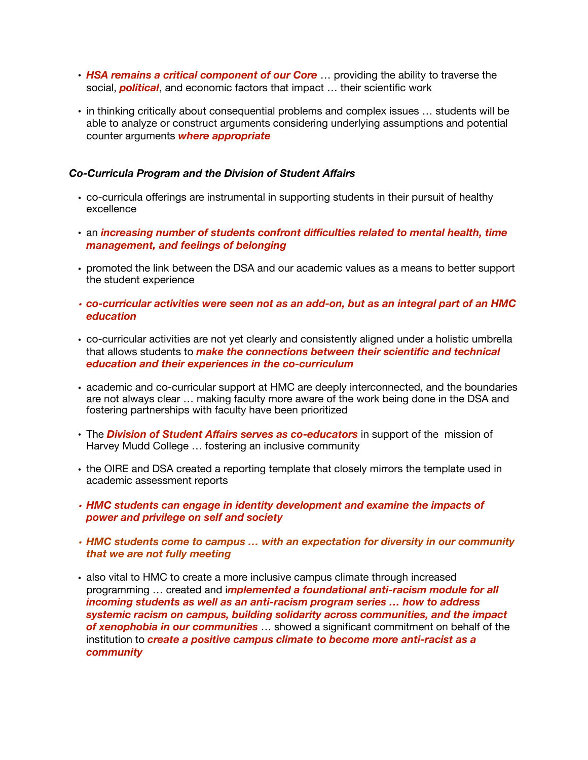- ***HSA remains a critical component of our Core*** … providing the ability to traverse the social, ***political***, and economic factors that impact … their scientific work

- in thinking critically about consequential problems and complex issues … students will be able to analyze or construct arguments considering underlying assumptions and potential counter arguments ***where appropriate***

***Co-Curricula Program and the Division of Student Affairs***

- co-curricula offerings are instrumental in supporting students in their pursuit of healthy excellence

- an ***increasing number of students confront difficulties related to mental health, time management, and feelings of belonging***

- promoted the link between the DSA and our academic values as a means to better support the student experience

- ***co-curricular activities were seen not as an add-on, but as an integral part of an HMC education***

- co-curricular activities are not yet clearly and consistently aligned under a holistic umbrella that allows students to ***make the connections between their scientific and technical education and their experiences in the co-curriculum***

- academic and co-curricular support at HMC are deeply interconnected, and the boundaries are not always clear … making faculty more aware of the work being done in the DSA and fostering partnerships with faculty have been prioritized

- The ***Division of Student Affairs serves as co-educators*** in support of the mission of Harvey Mudd College … fostering an inclusive community

- the OIRE and DSA created a reporting template that closely mirrors the template used in academic assessment reports

- ***HMC students can engage in identity development and examine the impacts of power and privilege on self and society***

- ***HMC students come to campus … with an expectation for diversity in our community that we are not fully meeting***

- also vital to HMC to create a more inclusive campus climate through increased programming … created and i***mplemented a foundational anti-racism module for all incoming students as well as an anti-racism program series … how to address systemic racism on campus, building solidarity across communities, and the impact of xenophobia in our communities*** … showed a significant commitment on behalf of the institution to ***create a positive campus climate to become more anti-racist as a community***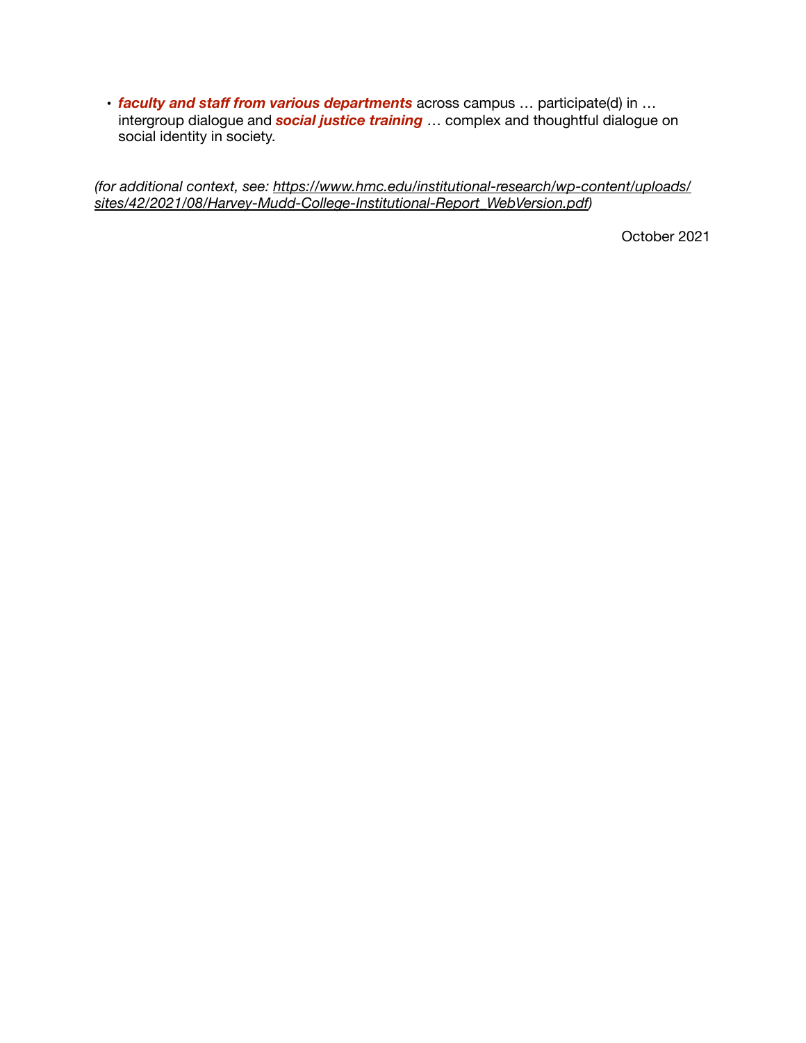- ***faculty and staff from various departments*** across campus … participate(d) in … intergroup dialogue and ***social justice training*** … complex and thoughtful dialogue on social identity in society.

*(for additional context, see: https://www.hmc.edu/institutional-research/wp-content/uploads/sites/42/2021/08/Harvey-Mudd-College-Institutional-Report_WebVersion.pdf)*

October 2021